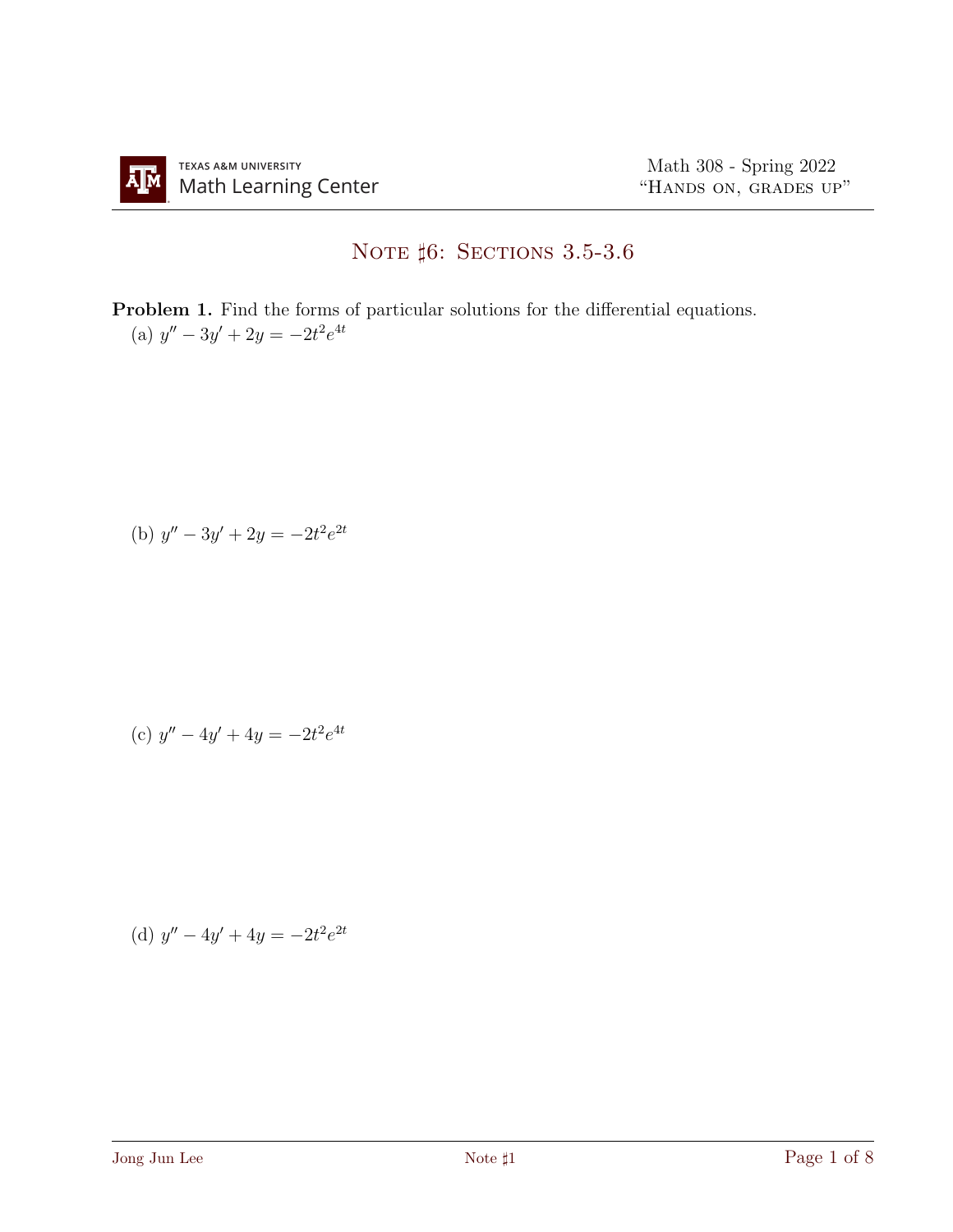Math 308 - Spring 2022
"Hands on, grades up"

# Note ♯6: Sections 3.5-3.6

**Problem 1.** Find the forms of particular solutions for the differential equations.

(a) $y'' - 3y' + 2y = -2t^2e^{4t}$

(b) $y'' - 3y' + 2y = -2t^2e^{2t}$

(c) $y'' - 4y' + 4y = -2t^2e^{4t}$

(d) $y'' - 4y' + 4y = -2t^2e^{2t}$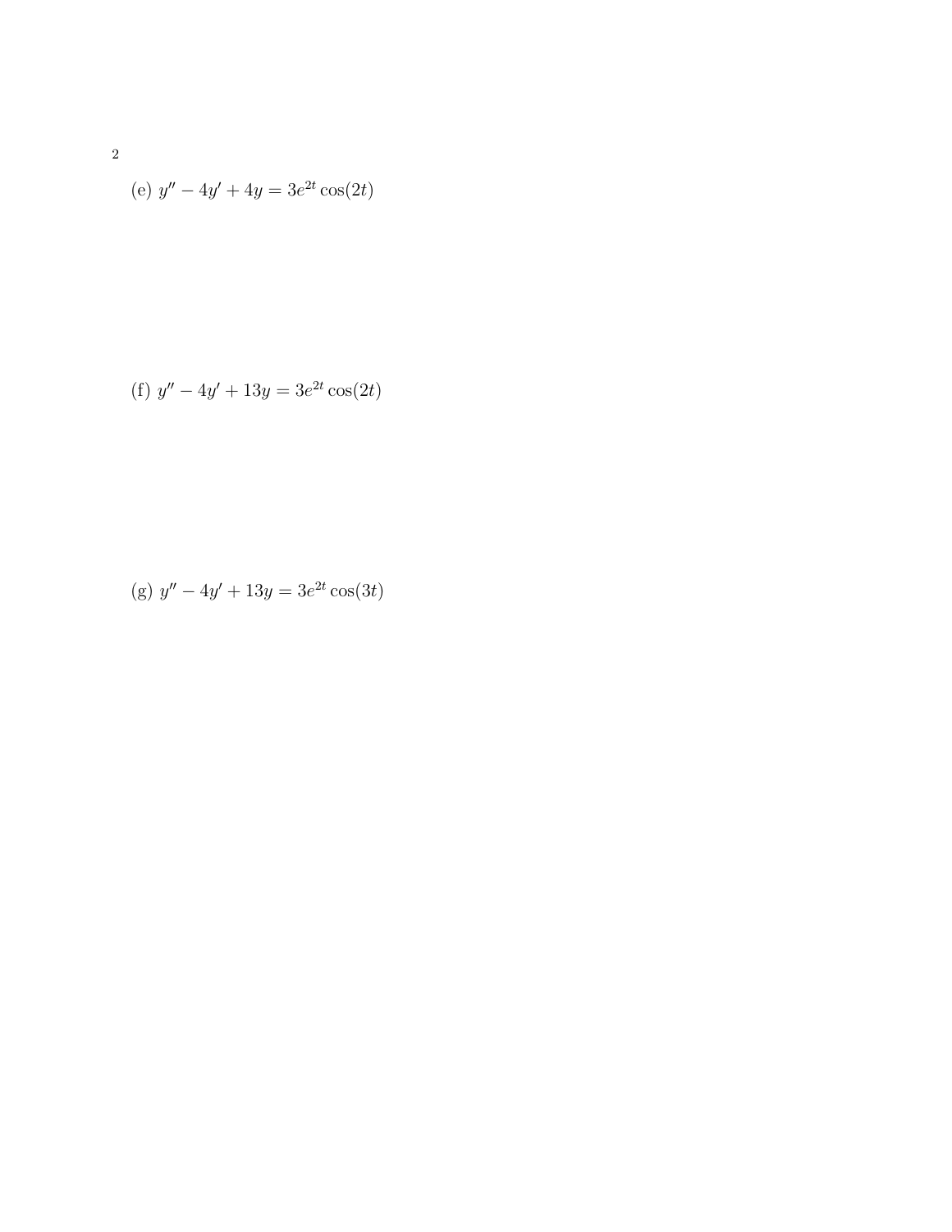(e) $y'' - 4y' + 4y = 3e^{2t}\cos(2t)$

(f) $y'' - 4y' + 13y = 3e^{2t}\cos(2t)$

(g) $y'' - 4y' + 13y = 3e^{2t}\cos(3t)$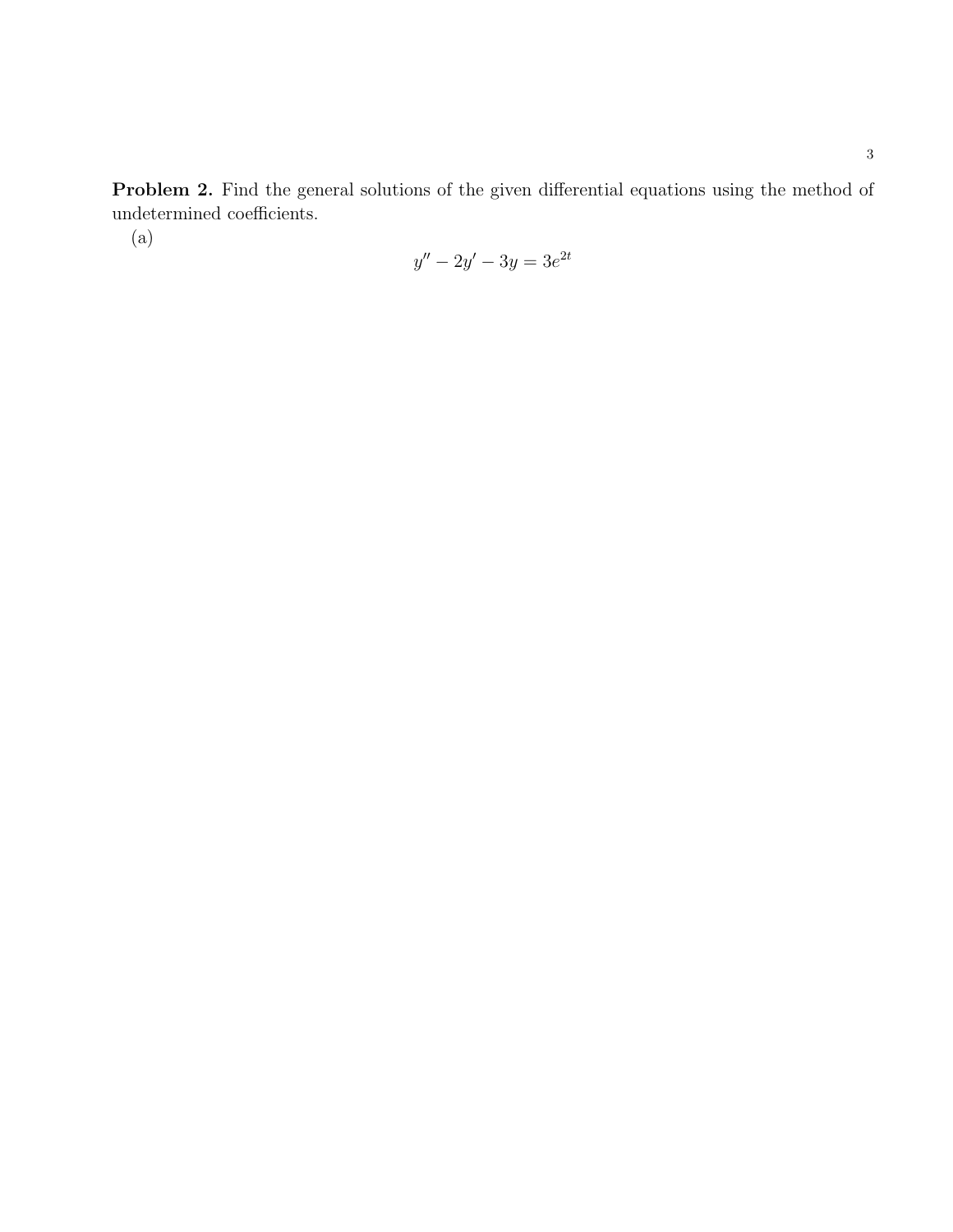**Problem 2.** Find the general solutions of the given differential equations using the method of undetermined coefficients.

(a)

$$y'' - 2y' - 3y = 3e^{2t}$$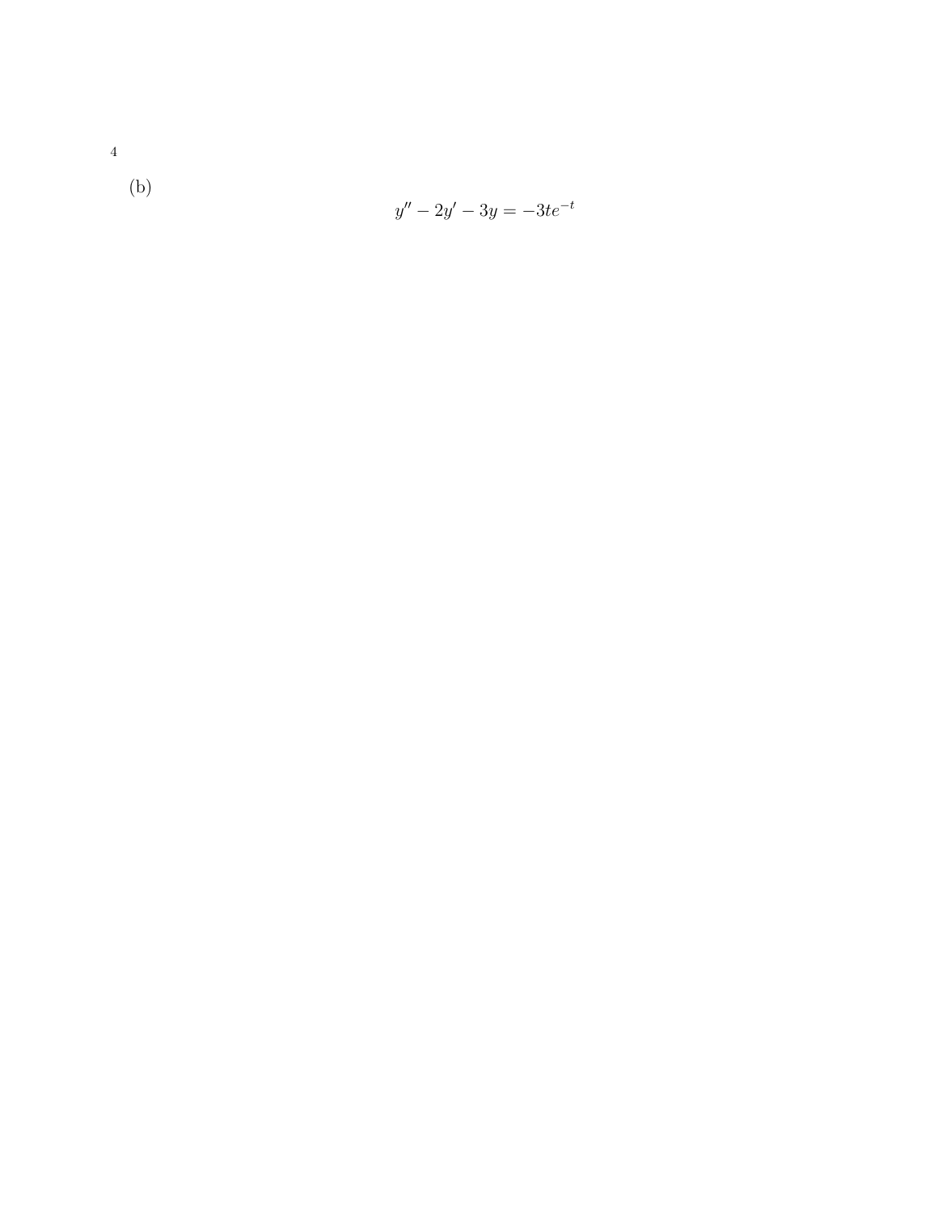(b)

$$y'' - 2y' - 3y = -3te^{-t}$$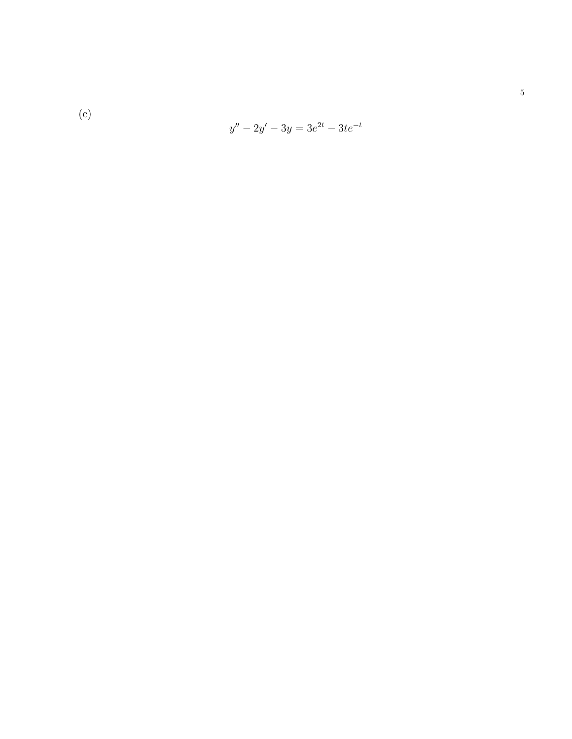(c)

$$y'' - 2y' - 3y = 3e^{2t} - 3te^{-t}$$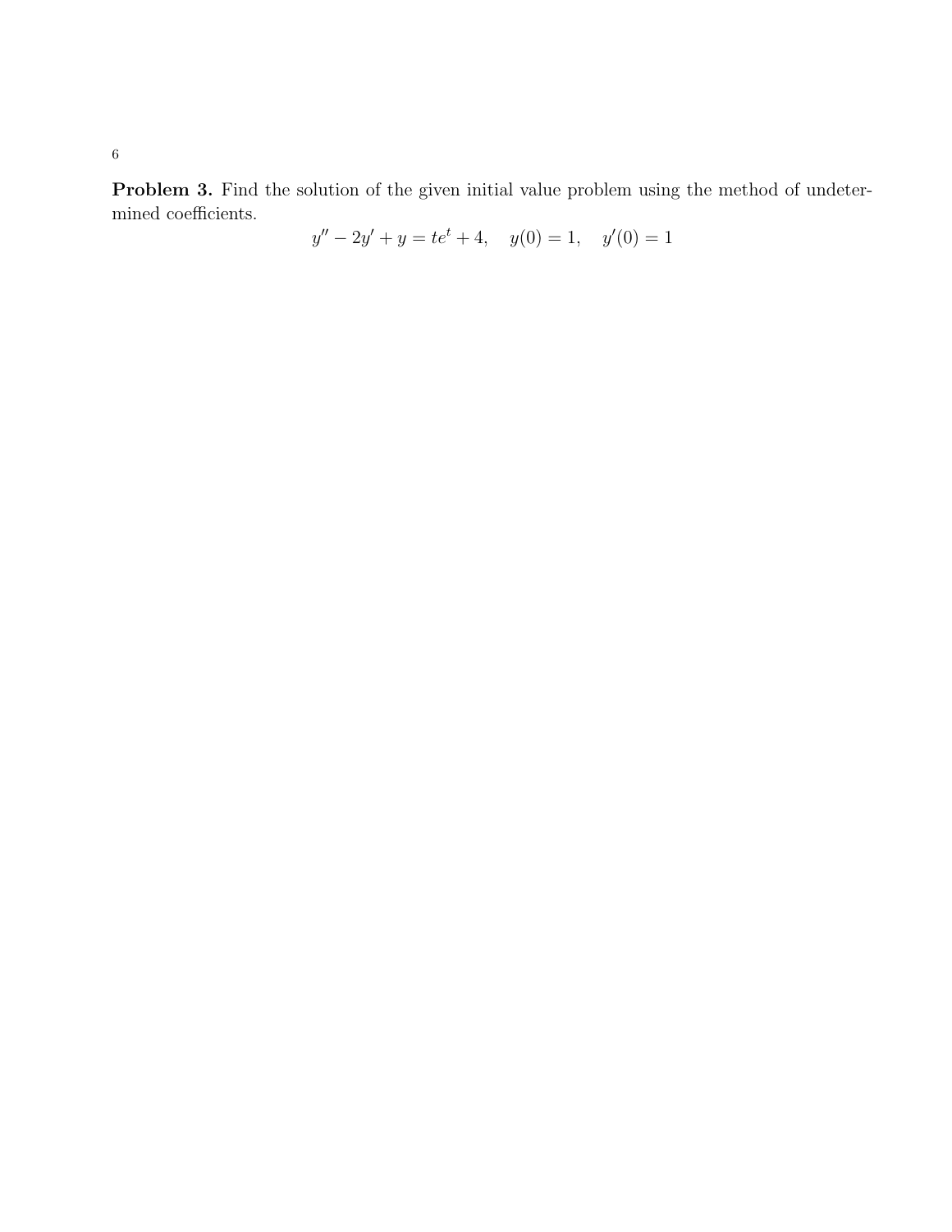**Problem 3.** Find the solution of the given initial value problem using the method of undetermined coefficients.

$$y'' - 2y' + y = te^t + 4, \quad y(0) = 1, \quad y'(0) = 1$$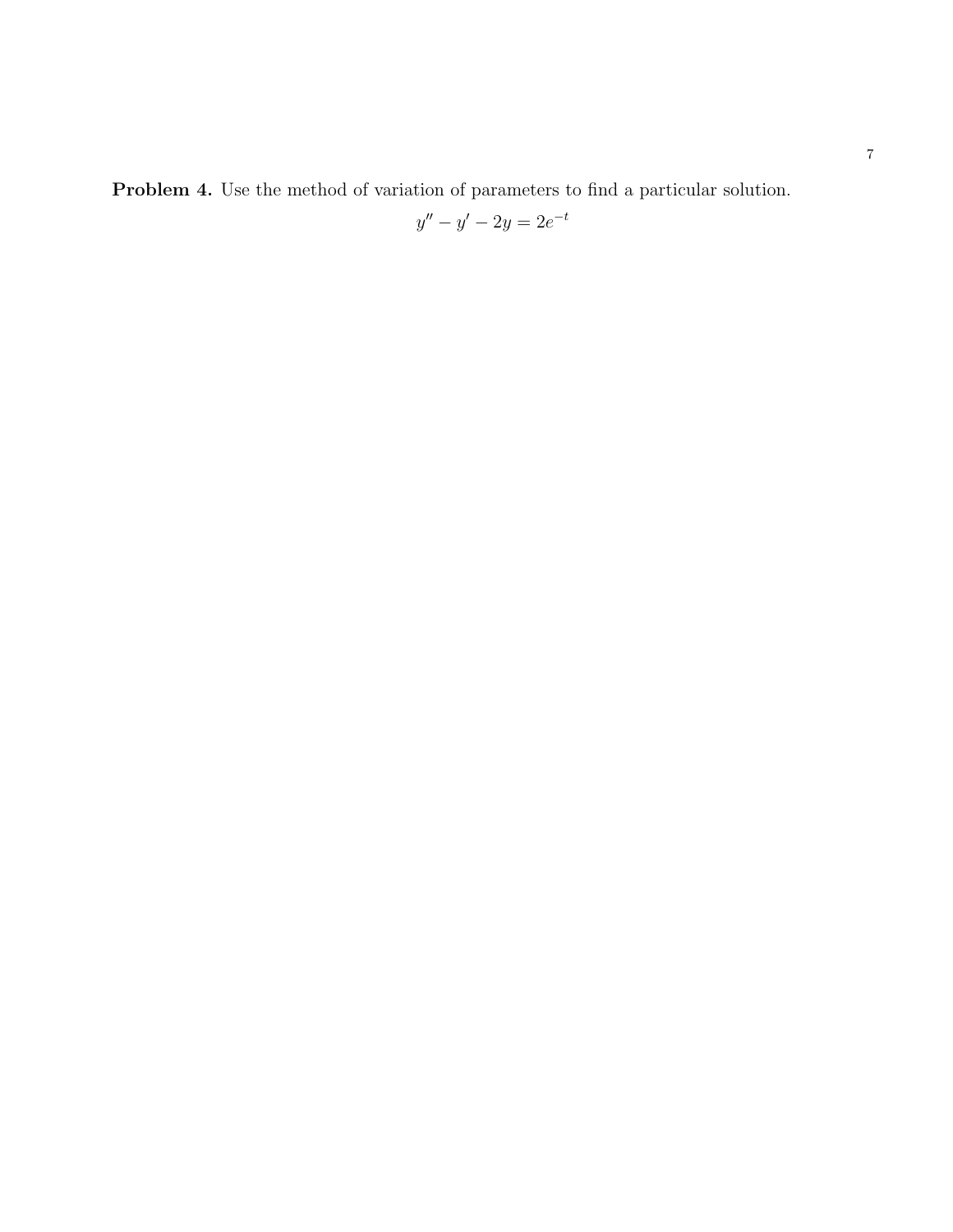**Problem 4.** Use the method of variation of parameters to find a particular solution.

$$y'' - y' - 2y = 2e^{-t}$$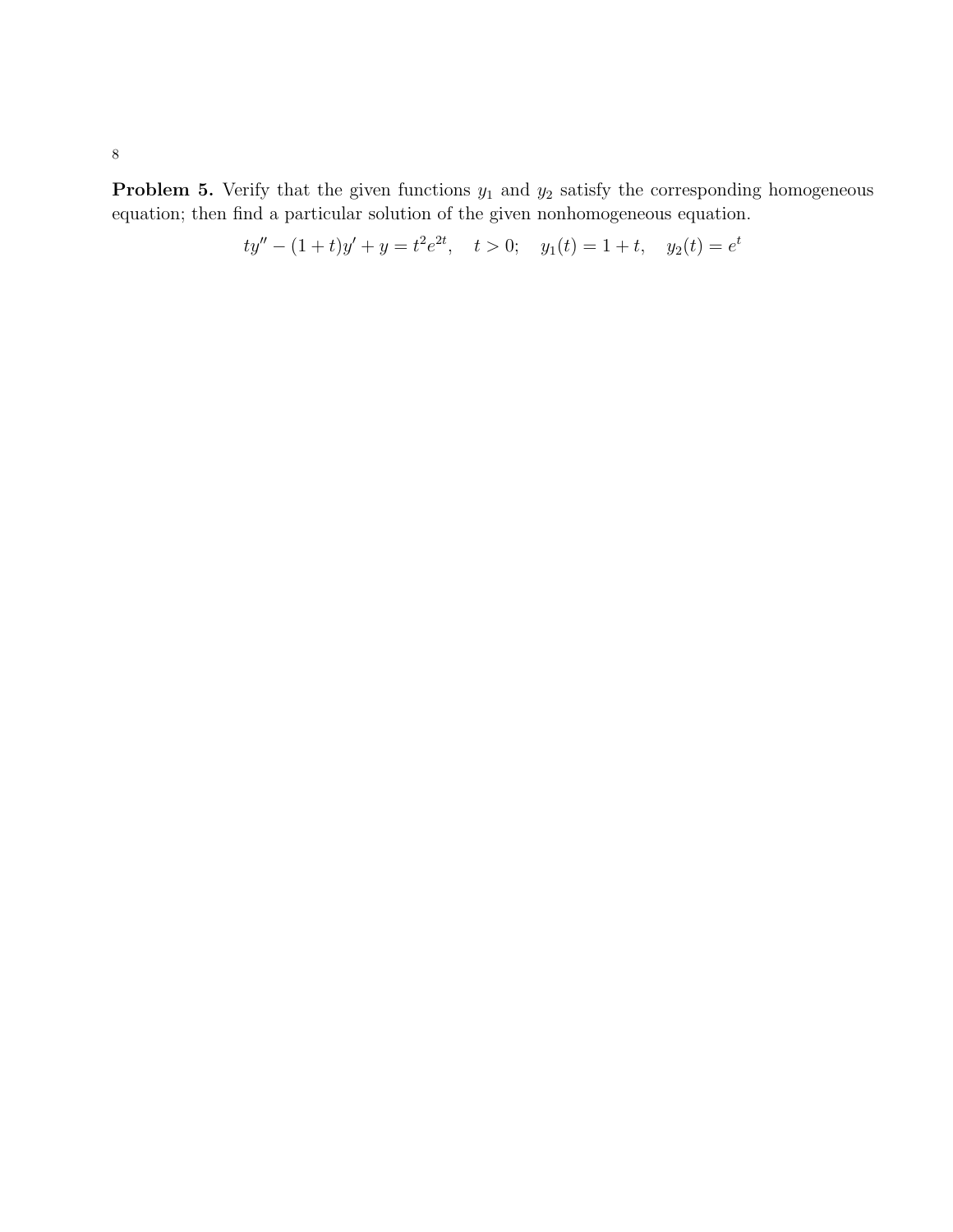**Problem 5.** Verify that the given functions $y_1$ and $y_2$ satisfy the corresponding homogeneous equation; then find a particular solution of the given nonhomogeneous equation.

$$ty'' - (1+t)y' + y = t^2 e^{2t}, \quad t > 0; \quad y_1(t) = 1 + t, \quad y_2(t) = e^t$$